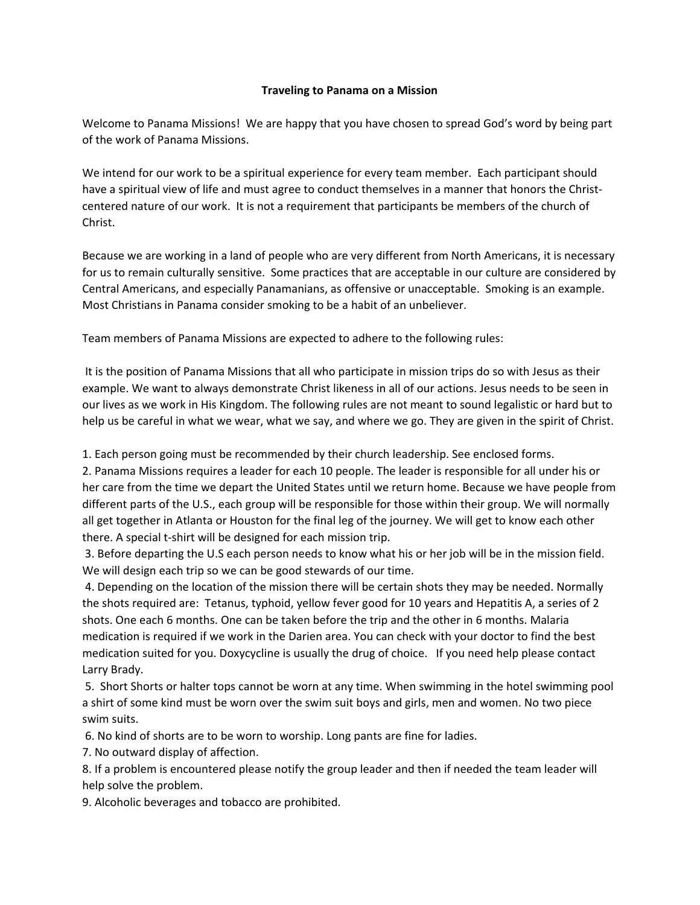# Traveling to Panama on a Mission

Welcome to Panama Missions! We are happy that you have chosen to spread God's word by being part of the work of Panama Missions.

We intend for our work to be a spiritual experience for every team member. Each participant should have a spiritual view of life and must agree to conduct themselves in a manner that honors the Christ-centered nature of our work. It is not a requirement that participants be members of the church of Christ.

Because we are working in a land of people who are very different from North Americans, it is necessary for us to remain culturally sensitive. Some practices that are acceptable in our culture are considered by Central Americans, and especially Panamanians, as offensive or unacceptable. Smoking is an example. Most Christians in Panama consider smoking to be a habit of an unbeliever.

Team members of Panama Missions are expected to adhere to the following rules:

It is the position of Panama Missions that all who participate in mission trips do so with Jesus as their example. We want to always demonstrate Christ likeness in all of our actions. Jesus needs to be seen in our lives as we work in His Kingdom. The following rules are not meant to sound legalistic or hard but to help us be careful in what we wear, what we say, and where we go. They are given in the spirit of Christ.

1. Each person going must be recommended by their church leadership. See enclosed forms.
2. Panama Missions requires a leader for each 10 people. The leader is responsible for all under his or her care from the time we depart the United States until we return home. Because we have people from different parts of the U.S., each group will be responsible for those within their group. We will normally all get together in Atlanta or Houston for the final leg of the journey. We will get to know each other there. A special t-shirt will be designed for each mission trip.
3. Before departing the U.S each person needs to know what his or her job will be in the mission field. We will design each trip so we can be good stewards of our time.
4. Depending on the location of the mission there will be certain shots they may be needed. Normally the shots required are: Tetanus, typhoid, yellow fever good for 10 years and Hepatitis A, a series of 2 shots. One each 6 months. One can be taken before the trip and the other in 6 months. Malaria medication is required if we work in the Darien area. You can check with your doctor to find the best medication suited for you. Doxycycline is usually the drug of choice. If you need help please contact Larry Brady.
5. Short Shorts or halter tops cannot be worn at any time. When swimming in the hotel swimming pool a shirt of some kind must be worn over the swim suit boys and girls, men and women. No two piece swim suits.
6. No kind of shorts are to be worn to worship. Long pants are fine for ladies.
7. No outward display of affection.
8. If a problem is encountered please notify the group leader and then if needed the team leader will help solve the problem.
9. Alcoholic beverages and tobacco are prohibited.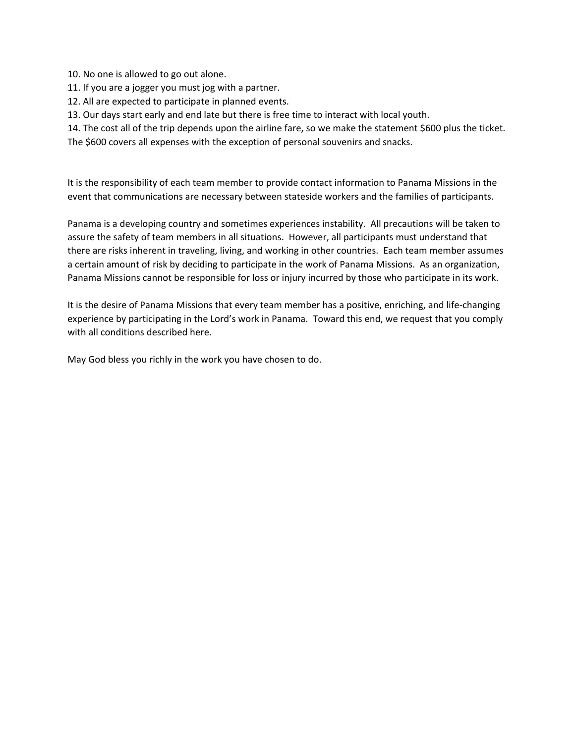10. No one is allowed to go out alone.
11. If you are a jogger you must jog with a partner.
12. All are expected to participate in planned events.
13. Our days start early and end late but there is free time to interact with local youth.
14. The cost all of the trip depends upon the airline fare, so we make the statement $600 plus the ticket. The $600 covers all expenses with the exception of personal souvenirs and snacks.

It is the responsibility of each team member to provide contact information to Panama Missions in the event that communications are necessary between stateside workers and the families of participants.

Panama is a developing country and sometimes experiences instability. All precautions will be taken to assure the safety of team members in all situations. However, all participants must understand that there are risks inherent in traveling, living, and working in other countries. Each team member assumes a certain amount of risk by deciding to participate in the work of Panama Missions. As an organization, Panama Missions cannot be responsible for loss or injury incurred by those who participate in its work.

It is the desire of Panama Missions that every team member has a positive, enriching, and life-changing experience by participating in the Lord's work in Panama. Toward this end, we request that you comply with all conditions described here.

May God bless you richly in the work you have chosen to do.